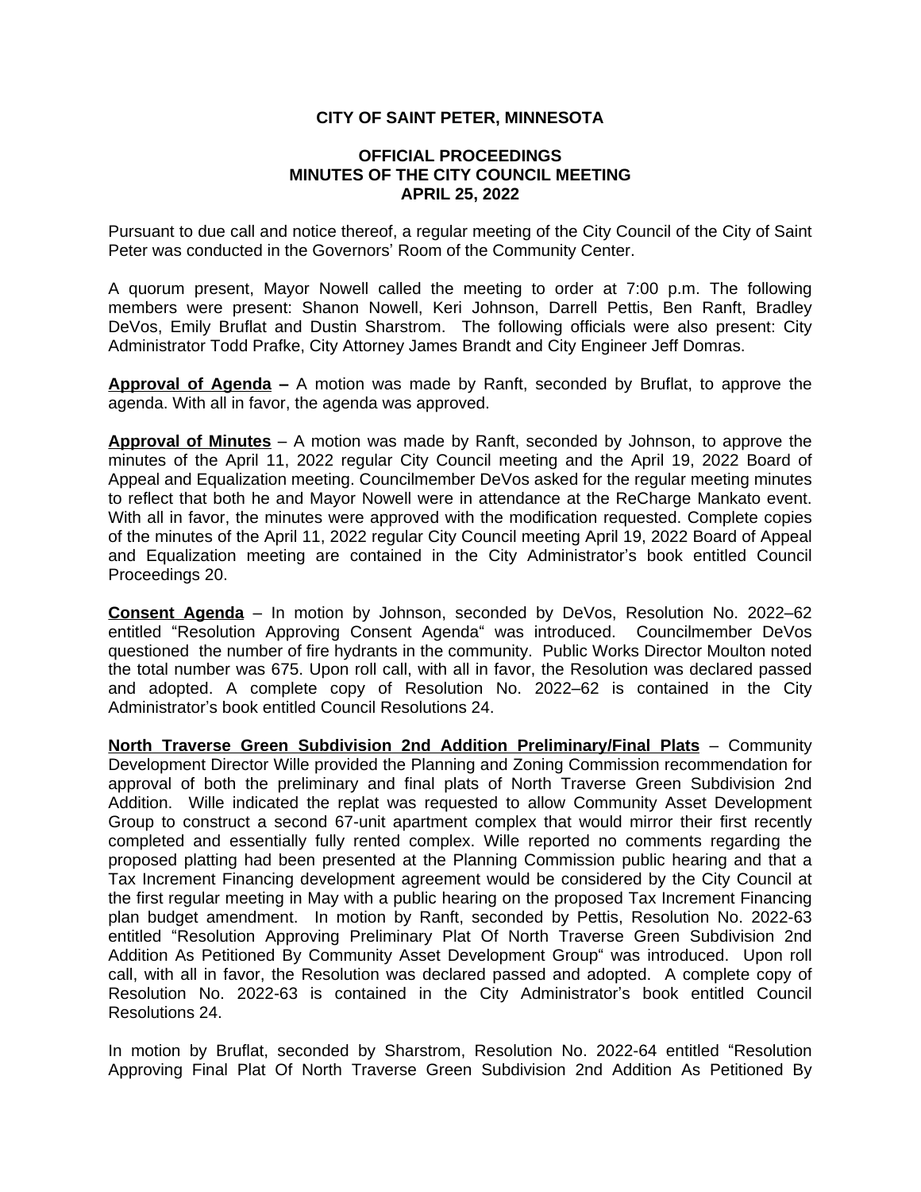# CITY OF SAINT PETER, MINNESOTA

## OFFICIAL PROCEEDINGS
## MINUTES OF THE CITY COUNCIL MEETING
## APRIL 25, 2022

Pursuant to due call and notice thereof, a regular meeting of the City Council of the City of Saint Peter was conducted in the Governors' Room of the Community Center.

A quorum present, Mayor Nowell called the meeting to order at 7:00 p.m. The following members were present: Shanon Nowell, Keri Johnson, Darrell Pettis, Ben Ranft, Bradley DeVos, Emily Bruflat and Dustin Sharstrom. The following officials were also present: City Administrator Todd Prafke, City Attorney James Brandt and City Engineer Jeff Domras.

**Approval of Agenda –** A motion was made by Ranft, seconded by Bruflat, to approve the agenda. With all in favor, the agenda was approved.

**Approval of Minutes** – A motion was made by Ranft, seconded by Johnson, to approve the minutes of the April 11, 2022 regular City Council meeting and the April 19, 2022 Board of Appeal and Equalization meeting. Councilmember DeVos asked for the regular meeting minutes to reflect that both he and Mayor Nowell were in attendance at the ReCharge Mankato event. With all in favor, the minutes were approved with the modification requested. Complete copies of the minutes of the April 11, 2022 regular City Council meeting April 19, 2022 Board of Appeal and Equalization meeting are contained in the City Administrator's book entitled Council Proceedings 20.

**Consent Agenda** – In motion by Johnson, seconded by DeVos, Resolution No. 2022–62 entitled "Resolution Approving Consent Agenda" was introduced. Councilmember DeVos questioned the number of fire hydrants in the community. Public Works Director Moulton noted the total number was 675. Upon roll call, with all in favor, the Resolution was declared passed and adopted. A complete copy of Resolution No. 2022–62 is contained in the City Administrator's book entitled Council Resolutions 24.

**North Traverse Green Subdivision 2nd Addition Preliminary/Final Plats** – Community Development Director Wille provided the Planning and Zoning Commission recommendation for approval of both the preliminary and final plats of North Traverse Green Subdivision 2nd Addition. Wille indicated the replat was requested to allow Community Asset Development Group to construct a second 67-unit apartment complex that would mirror their first recently completed and essentially fully rented complex. Wille reported no comments regarding the proposed platting had been presented at the Planning Commission public hearing and that a Tax Increment Financing development agreement would be considered by the City Council at the first regular meeting in May with a public hearing on the proposed Tax Increment Financing plan budget amendment. In motion by Ranft, seconded by Pettis, Resolution No. 2022-63 entitled "Resolution Approving Preliminary Plat Of North Traverse Green Subdivision 2nd Addition As Petitioned By Community Asset Development Group" was introduced. Upon roll call, with all in favor, the Resolution was declared passed and adopted. A complete copy of Resolution No. 2022-63 is contained in the City Administrator's book entitled Council Resolutions 24.

In motion by Bruflat, seconded by Sharstrom, Resolution No. 2022-64 entitled "Resolution Approving Final Plat Of North Traverse Green Subdivision 2nd Addition As Petitioned By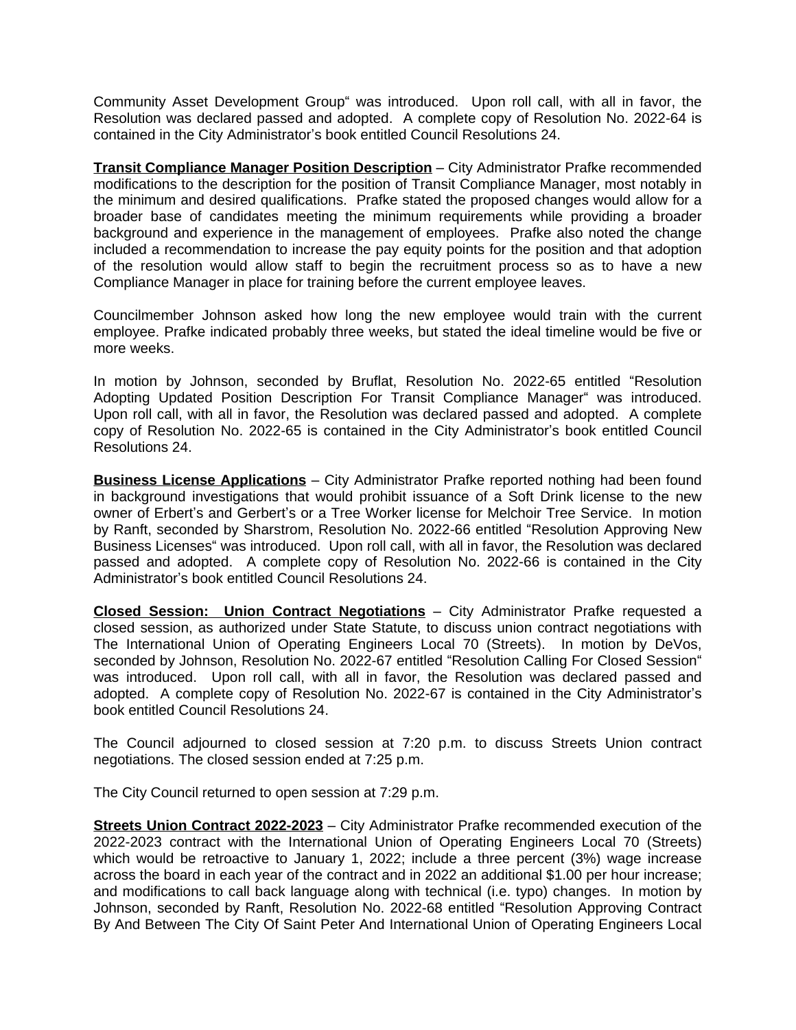Community Asset Development Group“ was introduced. Upon roll call, with all in favor, the Resolution was declared passed and adopted. A complete copy of Resolution No. 2022-64 is contained in the City Administrator’s book entitled Council Resolutions 24.

**Transit Compliance Manager Position Description** – City Administrator Prafke recommended modifications to the description for the position of Transit Compliance Manager, most notably in the minimum and desired qualifications. Prafke stated the proposed changes would allow for a broader base of candidates meeting the minimum requirements while providing a broader background and experience in the management of employees. Prafke also noted the change included a recommendation to increase the pay equity points for the position and that adoption of the resolution would allow staff to begin the recruitment process so as to have a new Compliance Manager in place for training before the current employee leaves.

Councilmember Johnson asked how long the new employee would train with the current employee. Prafke indicated probably three weeks, but stated the ideal timeline would be five or more weeks.

In motion by Johnson, seconded by Bruflat, Resolution No. 2022-65 entitled “Resolution Adopting Updated Position Description For Transit Compliance Manager“ was introduced. Upon roll call, with all in favor, the Resolution was declared passed and adopted. A complete copy of Resolution No. 2022-65 is contained in the City Administrator’s book entitled Council Resolutions 24.

**Business License Applications** – City Administrator Prafke reported nothing had been found in background investigations that would prohibit issuance of a Soft Drink license to the new owner of Erbert’s and Gerbert’s or a Tree Worker license for Melchoir Tree Service. In motion by Ranft, seconded by Sharstrom, Resolution No. 2022-66 entitled “Resolution Approving New Business Licenses“ was introduced. Upon roll call, with all in favor, the Resolution was declared passed and adopted. A complete copy of Resolution No. 2022-66 is contained in the City Administrator’s book entitled Council Resolutions 24.

**Closed Session: Union Contract Negotiations** – City Administrator Prafke requested a closed session, as authorized under State Statute, to discuss union contract negotiations with The International Union of Operating Engineers Local 70 (Streets). In motion by DeVos, seconded by Johnson, Resolution No. 2022-67 entitled “Resolution Calling For Closed Session“ was introduced. Upon roll call, with all in favor, the Resolution was declared passed and adopted. A complete copy of Resolution No. 2022-67 is contained in the City Administrator’s book entitled Council Resolutions 24.

The Council adjourned to closed session at 7:20 p.m. to discuss Streets Union contract negotiations. The closed session ended at 7:25 p.m.

The City Council returned to open session at 7:29 p.m.

**Streets Union Contract 2022-2023** – City Administrator Prafke recommended execution of the 2022-2023 contract with the International Union of Operating Engineers Local 70 (Streets) which would be retroactive to January 1, 2022; include a three percent (3%) wage increase across the board in each year of the contract and in 2022 an additional $1.00 per hour increase; and modifications to call back language along with technical (i.e. typo) changes. In motion by Johnson, seconded by Ranft, Resolution No. 2022-68 entitled “Resolution Approving Contract By And Between The City Of Saint Peter And International Union of Operating Engineers Local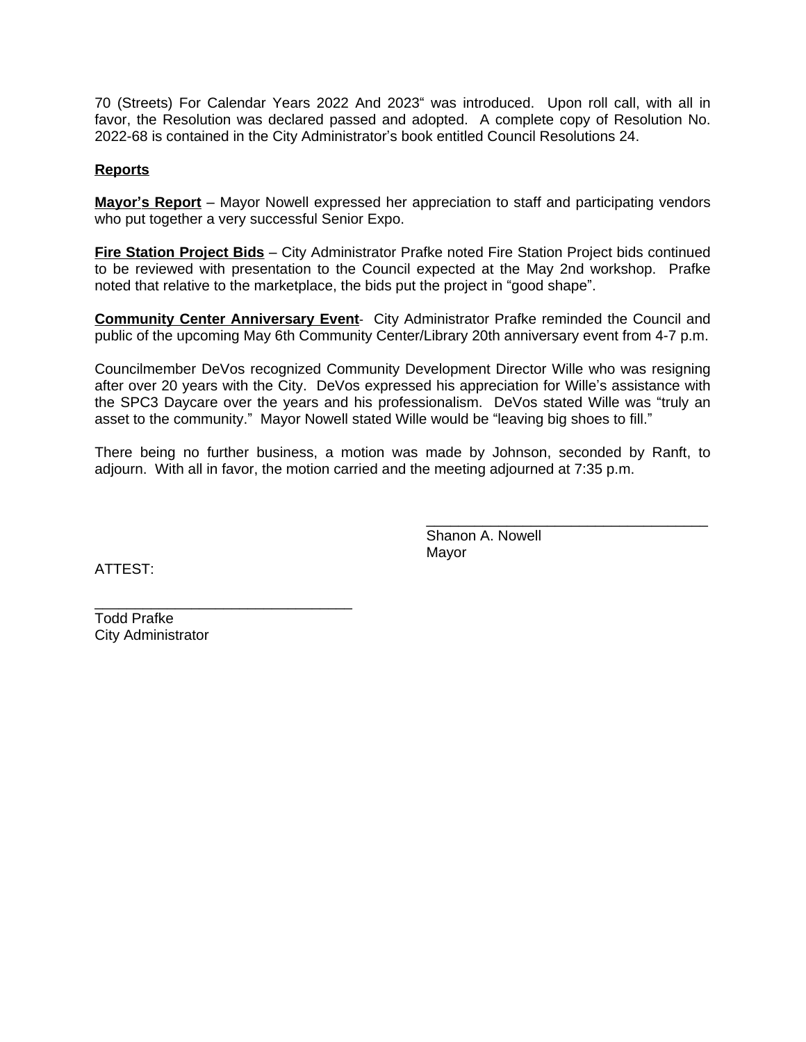70 (Streets) For Calendar Years 2022 And 2023" was introduced. Upon roll call, with all in favor, the Resolution was declared passed and adopted. A complete copy of Resolution No. 2022-68 is contained in the City Administrator's book entitled Council Resolutions 24.

**Reports**

**Mayor's Report** – Mayor Nowell expressed her appreciation to staff and participating vendors who put together a very successful Senior Expo.

**Fire Station Project Bids** – City Administrator Prafke noted Fire Station Project bids continued to be reviewed with presentation to the Council expected at the May 2nd workshop. Prafke noted that relative to the marketplace, the bids put the project in "good shape".

**Community Center Anniversary Event**- City Administrator Prafke reminded the Council and public of the upcoming May 6th Community Center/Library 20th anniversary event from 4-7 p.m.

Councilmember DeVos recognized Community Development Director Wille who was resigning after over 20 years with the City. DeVos expressed his appreciation for Wille's assistance with the SPC3 Daycare over the years and his professionalism. DeVos stated Wille was "truly an asset to the community." Mayor Nowell stated Wille would be "leaving big shoes to fill."

There being no further business, a motion was made by Johnson, seconded by Ranft, to adjourn. With all in favor, the motion carried and the meeting adjourned at 7:35 p.m.

\_\_\_\_\_\_\_\_\_\_\_\_\_\_\_\_\_\_\_\_\_\_\_\_\_\_\_\_\_\_\_\_\_\_\_
Shanon A. Nowell
Mayor

ATTEST:

\_\_\_\_\_\_\_\_\_\_\_\_\_\_\_\_\_\_\_\_\_\_\_\_\_\_\_\_\_\_\_\_
Todd Prafke
City Administrator